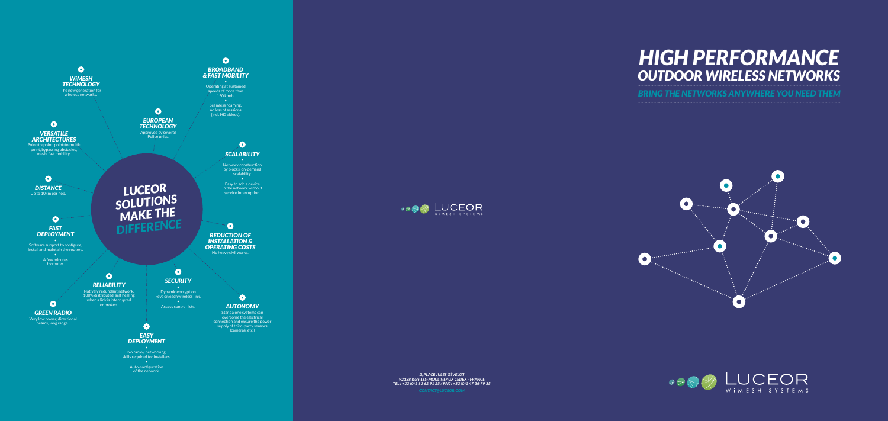# HIGH PERFORMANCE
## OUTDOOR WIRELESS NETWORKS

*BRING THE NETWORKS ANYWHERE YOU NEED THEM*

LUCEOR WIMESH SYSTEMS

## LUCEOR SOLUTIONS MAKE THE DIFFERENCE

### WIMESH TECHNOLOGY
The new generation for wireless networks.

### BROADBAND & FAST MOBILITY
- Operating at sustained speeds of more than 150 km/h.
- Seamless roaming, no loss of sessions (incl. HD videos).

### EUROPEAN TECHNOLOGY
Approved by several Police units.

### VERSATILE ARCHITECTURES
Point-to-point, point-to-multi-point, bypassing obstacles, mesh, fast mobility.

### SCALABILITY
- Network construction by blocks, on-demand scalability.
- Easy to add a device in the network without service interruption.

### DISTANCE
Up to 10km per hop.

### FAST DEPLOYMENT
- Software support to configure, install and maintain the routers.
- A few minutes by router.

### REDUCTION OF INSTALLATION & OPERATING COSTS
No heavy civil works.

### RELIABILITY
Natively redundant network, 100% distributed, self healing when a link is interrupted or broken.

### SECURITY
- Dynamic encryption keys on each wireless link.
- Access control lists.

### GREEN RADIO
Very low power, directional beams, long range..

### AUTONOMY
Standalone systems can overcome the electrical connection and ensure the power supply of third-party sensors (cameras, etc.)

### EASY DEPLOYMENT
- No radio / networking skills required for installers.
- Auto-configuration of the network.

LUCEOR WIMESH SYSTEMS

*2, PLACE JULES GÉVELOT*
*92138 ISSY-LES-MOULINEAUX CEDEX - FRANCE*
*TEL : +33 (0)1 83 62 91 25 / FAX : +33 (0)1 47 36 79 35*
*CONTACT@LUCEOR.COM*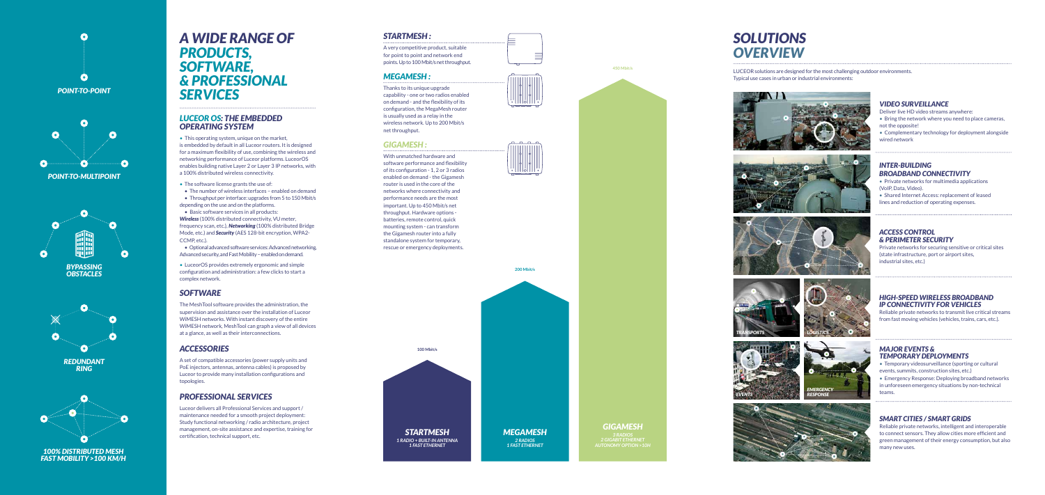POINT-TO-POINT

POINT-TO-MULTIPOINT

BYPASSING OBSTACLES

REDUNDANT RING

100% DISTRIBUTED MESH
FAST MOBILITY >100 KM/H

# A WIDE RANGE OF PRODUCTS, SOFTWARE, & PROFESSIONAL SERVICES

## LUCEOR OS: THE EMBEDDED OPERATING SYSTEM

- This operating system, unique on the market, is embedded by default in all Luceor routers. It is designed for a maximum flexibility of use, combining the wireless and networking performance of Luceor platforms. LuceorOS enables building native Layer 2 or Layer 3 IP networks, with a 100% distributed wireless connectivity.

- The software license grants the use of:
  - The number of wireless interfaces – enabled on demand
  - Throughput per interface: upgrades from 5 to 150 Mbit/s depending on the use and on the platforms.
  - Basic software services in all products: *Wireless* (100% distributed connectivity, VU meter, frequency scan, etc.), *Networking* (100% distributed Bridge Mode, etc.) and *Security* (AES 128-bit encryption, WPA2-CCMP, etc.).
  - Optional advanced software services: Advanced networking, Advanced security, and Fast Mobility – enabled on demand.

- LuceorOS provides extremely ergonomic and simple configuration and administration: a few clicks to start a complex network.

## SOFTWARE

The MeshTool software provides the administration, the supervision and assistance over the installation of Luceor WiMESH networks. With instant discovery of the entire WiMESH network, MeshTool can graph a view of all devices at a glance, as well as their interconnections.

## ACCESSORIES

A set of compatible accessories (power supply units and PoE injectors, antennas, antenna cables) is proposed by Luceor to provide many installation configurations and topologies.

## PROFESSIONAL SERVICES

Luceor delivers all Professional Services and support / maintenance needed for a smooth project deployment: Study functional networking / radio architecture, project management, on-site assistance and expertise, training for certification, technical support, etc.

## STARTMESH :

A very competitive product, suitable for point to point and network end points. Up to 100 Mbit/s net throughput.

## MEGAMESH :

Thanks to its unique upgrade capability - one or two radios enabled on demand - and the flexibility of its configuration, the MegaMesh router is usually used as a relay in the wireless network. Up to 200 Mbit/s net throughput.

## GIGAMESH :

With unmatched hardware and software performance and flexibility of its configuration - 1, 2 or 3 radios enabled on demand - the Gigamesh router is used in the core of the networks where connectivity and performance needs are the most important. Up to 450 Mbit/s net throughput. Hardware options - batteries, remote control, quick mounting system - can transform the Gigamesh router into a fully standalone system for temporary, rescue or emergency deployments.

100 Mbit/s

200 Mbit/s

450 Mbit/s

STARTMESH
1 RADIO + BUILT-IN ANTENNA
1 FAST ETHERNET

MEGAMESH
2 RADIOS
1 FAST ETHERNET

GIGAMESH
3 RADIOS
2 GIGABIT ETHERNET
AUTONOMY OPTION >10H

# SOLUTIONS OVERVIEW

LUCEOR solutions are designed for the most challenging outdoor environments. Typical use cases in urban or industrial environments:

## VIDEO SURVEILLANCE

Deliver live HD video streams anywhere:
- Bring the network where you need to place cameras, not the opposite!
- Complementary technology for deployment alongside wired network

## INTER-BUILDING BROADBAND CONNECTIVITY

- Private networks for multimedia applications (VoIP, Data, Video).
- Shared Internet Access: replacement of leased lines and reduction of operating expenses.

## ACCESS CONTROL & PERIMETER SECURITY

Private networks for securing sensitive or critical sites (state infrastructure, port or airport sites, industrial sites, etc.)

TRANSPORTS

LOGISTICS

## HIGH-SPEED WIRELESS BROADBAND IP CONNECTIVITY FOR VEHICLES

Reliable private networks to transmit live critical streams from fast moving vehicles (vehicles, trains, cars, etc.).

EVENTS

EMERGENCY RESPONSE

## MAJOR EVENTS & TEMPORARY DEPLOYMENTS

- Temporary videosurveillance (sporting or cultural events, summits, construction sites, etc.)
- Emergency Response: Deploying broadband networks in unforeseen emergency situations by non-technical teams.

## SMART CITIES / SMART GRIDS

Reliable private networks, intelligent and interoperable to connect sensors. They allow cities more efficient and green management of their energy consumption, but also many new uses.